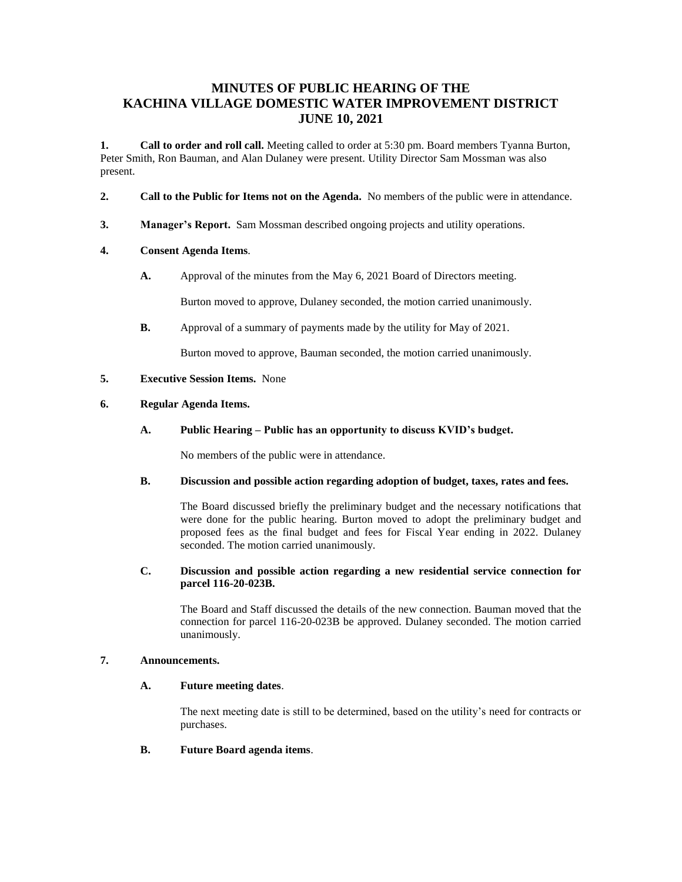# MINUTES OF PUBLIC HEARING OF THE KACHINA VILLAGE DOMESTIC WATER IMPROVEMENT DISTRICT JUNE 10, 2021

**1. Call to order and roll call.** Meeting called to order at 5:30 pm. Board members Tyanna Burton, Peter Smith, Ron Bauman, and Alan Dulaney were present. Utility Director Sam Mossman was also present.

**2. Call to the Public for Items not on the Agenda.** No members of the public were in attendance.

**3. Manager's Report.** Sam Mossman described ongoing projects and utility operations.

**4. Consent Agenda Items**.

**A.** Approval of the minutes from the May 6, 2021 Board of Directors meeting.

Burton moved to approve, Dulaney seconded, the motion carried unanimously.

**B.** Approval of a summary of payments made by the utility for May of 2021.

Burton moved to approve, Bauman seconded, the motion carried unanimously.

**5. Executive Session Items.** None

**6. Regular Agenda Items.**

**A. Public Hearing – Public has an opportunity to discuss KVID's budget.**

No members of the public were in attendance.

**B. Discussion and possible action regarding adoption of budget, taxes, rates and fees.**

The Board discussed briefly the preliminary budget and the necessary notifications that were done for the public hearing. Burton moved to adopt the preliminary budget and proposed fees as the final budget and fees for Fiscal Year ending in 2022. Dulaney seconded. The motion carried unanimously.

**C. Discussion and possible action regarding a new residential service connection for parcel 116-20-023B.**

The Board and Staff discussed the details of the new connection. Bauman moved that the connection for parcel 116-20-023B be approved. Dulaney seconded. The motion carried unanimously.

**7. Announcements.**

**A. Future meeting dates**.

The next meeting date is still to be determined, based on the utility's need for contracts or purchases.

**B. Future Board agenda items**.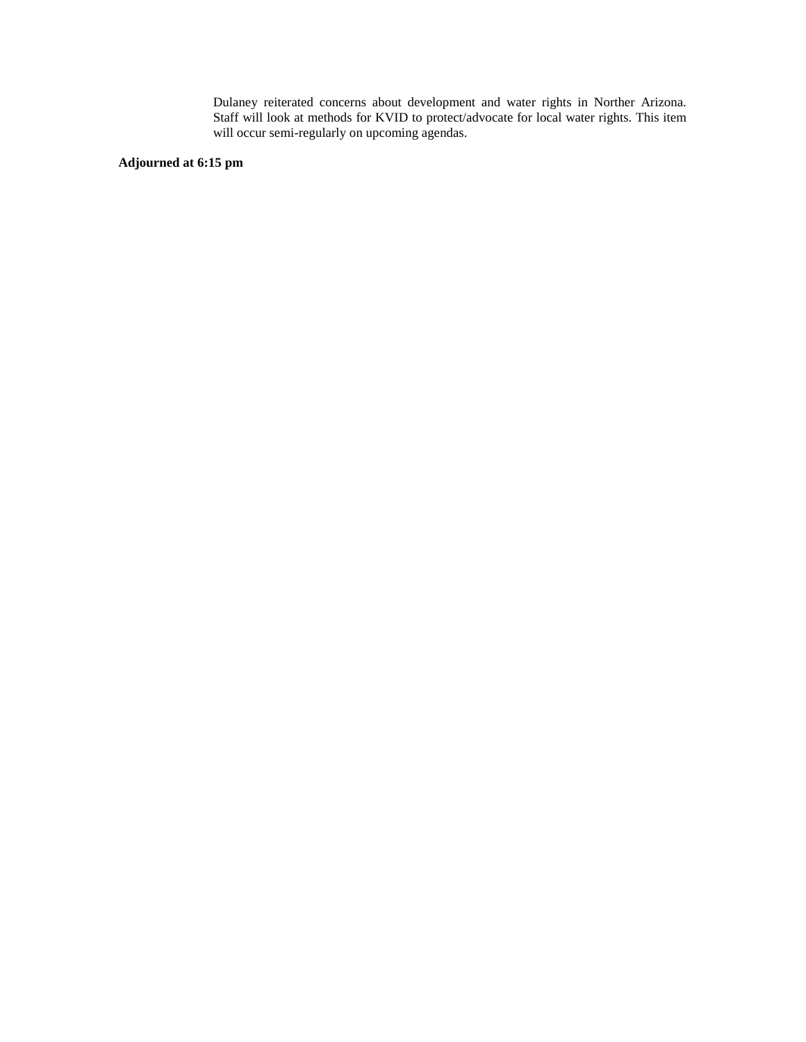Dulaney reiterated concerns about development and water rights in Norther Arizona. Staff will look at methods for KVID to protect/advocate for local water rights. This item will occur semi-regularly on upcoming agendas.

**Adjourned at 6:15 pm**